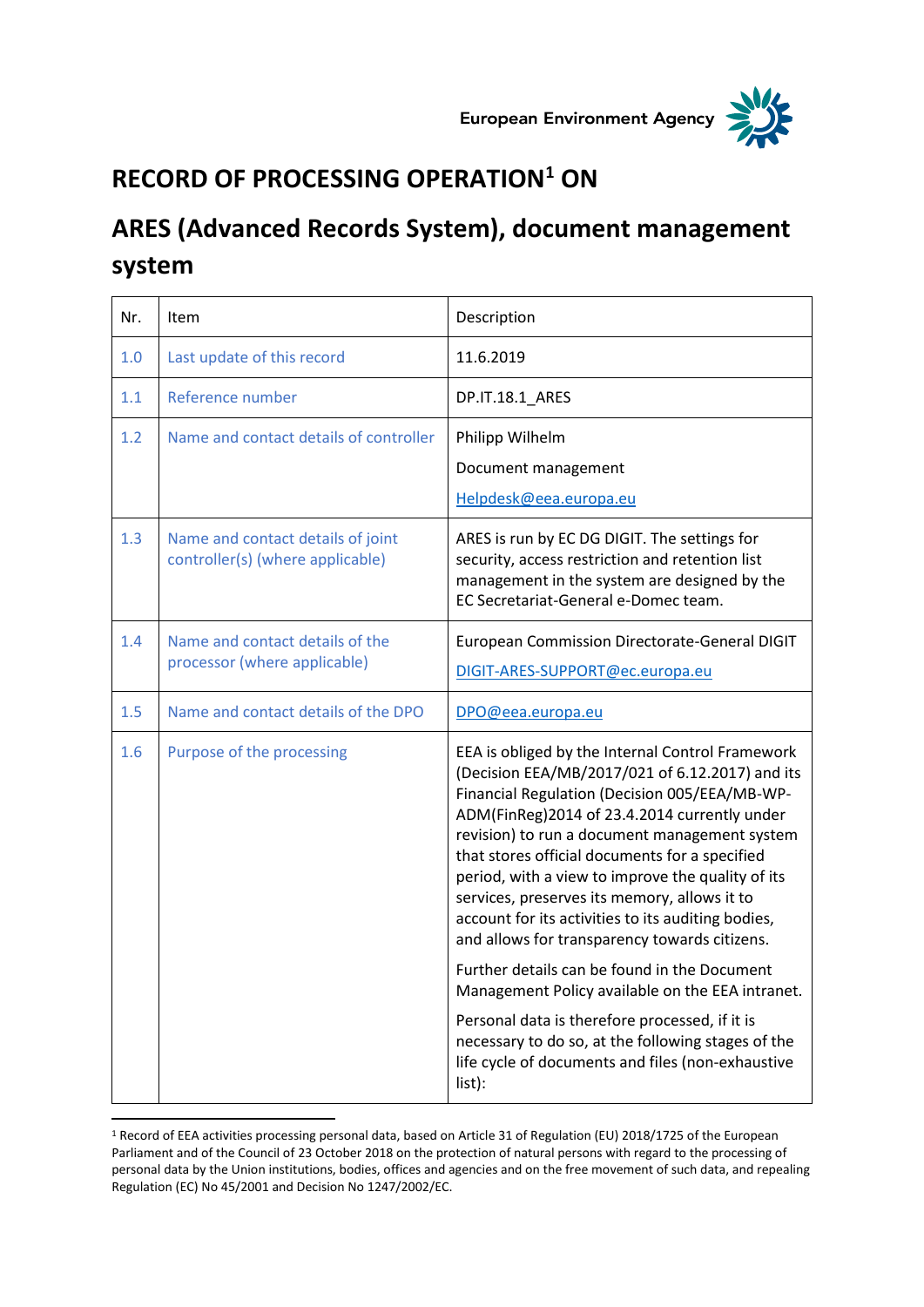European Environment Agency

# RECORD OF PROCESSING OPERATION[1] ON

# ARES (Advanced Records System), document management system

| Nr. | Item | Description |
|---|---|---|
| 1.0 | Last update of this record | 11.6.2019 |
| 1.1 | Reference number | DP.IT.18.1_ARES |
| 1.2 | Name and contact details of controller | Philipp Wilhelm<br><br>Document management<br><br>Helpdesk@eea.europa.eu |
| 1.3 | Name and contact details of joint controller(s) (where applicable) | ARES is run by EC DG DIGIT. The settings for security, access restriction and retention list management in the system are designed by the EC Secretariat-General e-Domec team. |
| 1.4 | Name and contact details of the processor (where applicable) | European Commission Directorate-General DIGIT<br><br>DIGIT-ARES-SUPPORT@ec.europa.eu |
| 1.5 | Name and contact details of the DPO | DPO@eea.europa.eu |
| 1.6 | Purpose of the processing | EEA is obliged by the Internal Control Framework (Decision EEA/MB/2017/021 of 6.12.2017) and its Financial Regulation (Decision 005/EEA/MB-WP-ADM(FinReg)2014 of 23.4.2014 currently under revision) to run a document management system that stores official documents for a specified period, with a view to improve the quality of its services, preserves its memory, allows it to account for its activities to its auditing bodies, and allows for transparency towards citizens.<br><br>Further details can be found in the Document Management Policy available on the EEA intranet.<br><br>Personal data is therefore processed, if it is necessary to do so, at the following stages of the life cycle of documents and files (non-exhaustive list): |

[1] Record of EEA activities processing personal data, based on Article 31 of Regulation (EU) 2018/1725 of the European Parliament and of the Council of 23 October 2018 on the protection of natural persons with regard to the processing of personal data by the Union institutions, bodies, offices and agencies and on the free movement of such data, and repealing Regulation (EC) No 45/2001 and Decision No 1247/2002/EC.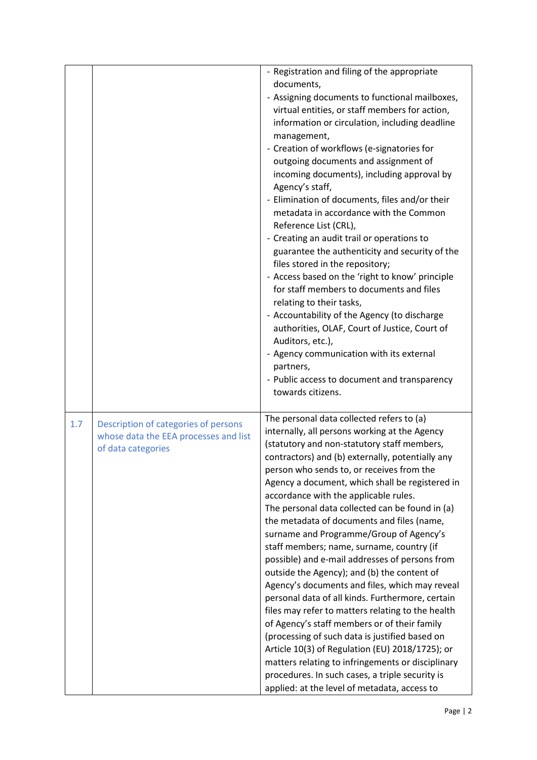| | | |
|---|---|---|
| | | - Registration and filing of the appropriate documents,<br>- Assigning documents to functional mailboxes, virtual entities, or staff members for action, information or circulation, including deadline management,<br>- Creation of workflows (e-signatories for outgoing documents and assignment of incoming documents), including approval by Agency's staff,<br>- Elimination of documents, files and/or their metadata in accordance with the Common Reference List (CRL),<br>- Creating an audit trail or operations to guarantee the authenticity and security of the files stored in the repository;<br>- Access based on the 'right to know' principle for staff members to documents and files relating to their tasks,<br>- Accountability of the Agency (to discharge authorities, OLAF, Court of Justice, Court of Auditors, etc.),<br>- Agency communication with its external partners,<br>- Public access to document and transparency towards citizens. |
| 1.7 | Description of categories of persons whose data the EEA processes and list of data categories | The personal data collected refers to (a) internally, all persons working at the Agency (statutory and non-statutory staff members, contractors) and (b) externally, potentially any person who sends to, or receives from the Agency a document, which shall be registered in accordance with the applicable rules.<br>The personal data collected can be found in (a) the metadata of documents and files (name, surname and Programme/Group of Agency's staff members; name, surname, country (if possible) and e-mail addresses of persons from outside the Agency); and (b) the content of Agency's documents and files, which may reveal personal data of all kinds. Furthermore, certain files may refer to matters relating to the health of Agency's staff members or of their family (processing of such data is justified based on Article 10(3) of Regulation (EU) 2018/1725); or matters relating to infringements or disciplinary procedures. In such cases, a triple security is applied: at the level of metadata, access to |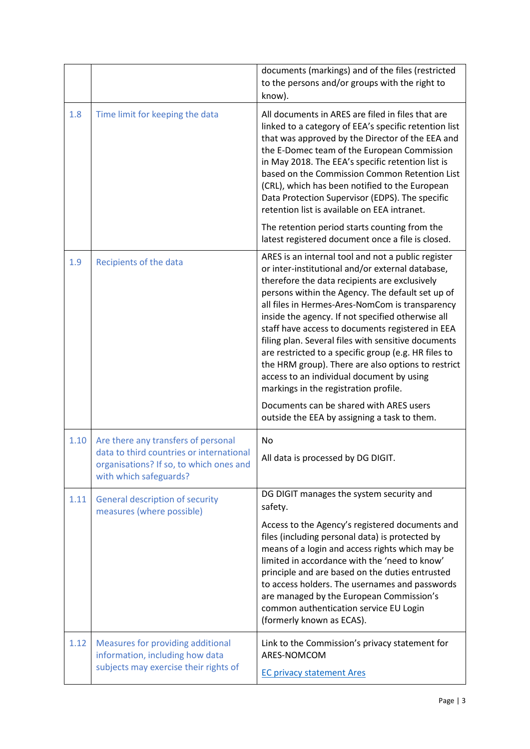| | | |
|---|---|---|
| | | documents (markings) and of the files (restricted to the persons and/or groups with the right to know). |
| 1.8 | Time limit for keeping the data | All documents in ARES are filed in files that are linked to a category of EEA's specific retention list that was approved by the Director of the EEA and the E-Domec team of the European Commission in May 2018. The EEA's specific retention list is based on the Commission Common Retention List (CRL), which has been notified to the European Data Protection Supervisor (EDPS). The specific retention list is available on EEA intranet.<br><br>The retention period starts counting from the latest registered document once a file is closed. |
| 1.9 | Recipients of the data | ARES is an internal tool and not a public register or inter-institutional and/or external database, therefore the data recipients are exclusively persons within the Agency. The default set up of all files in Hermes-Ares-NomCom is transparency inside the agency. If not specified otherwise all staff have access to documents registered in EEA filing plan. Several files with sensitive documents are restricted to a specific group (e.g. HR files to the HRM group). There are also options to restrict access to an individual document by using markings in the registration profile.<br><br>Documents can be shared with ARES users outside the EEA by assigning a task to them. |
| 1.10 | Are there any transfers of personal data to third countries or international organisations? If so, to which ones and with which safeguards? | No<br><br>All data is processed by DG DIGIT. |
| 1.11 | General description of security measures (where possible) | DG DIGIT manages the system security and safety.<br><br>Access to the Agency's registered documents and files (including personal data) is protected by means of a login and access rights which may be limited in accordance with the 'need to know' principle and are based on the duties entrusted to access holders. The usernames and passwords are managed by the European Commission's common authentication service EU Login (formerly known as ECAS). |
| 1.12 | Measures for providing additional information, including how data subjects may exercise their rights of | Link to the Commission's privacy statement for ARES-NOMCOM<br><br>EC privacy statement Ares |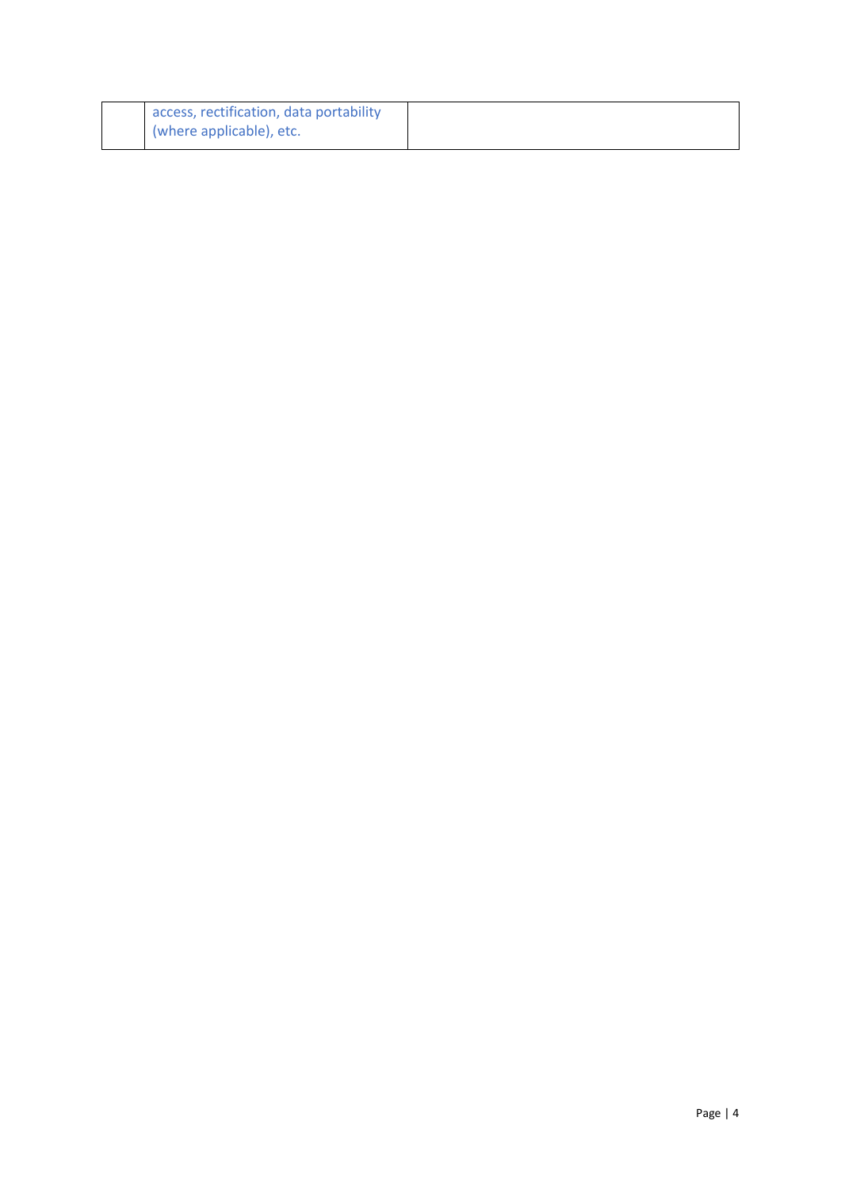| | | |
|---|---|---|
| | access, rectification, data portability (where applicable), etc. | |